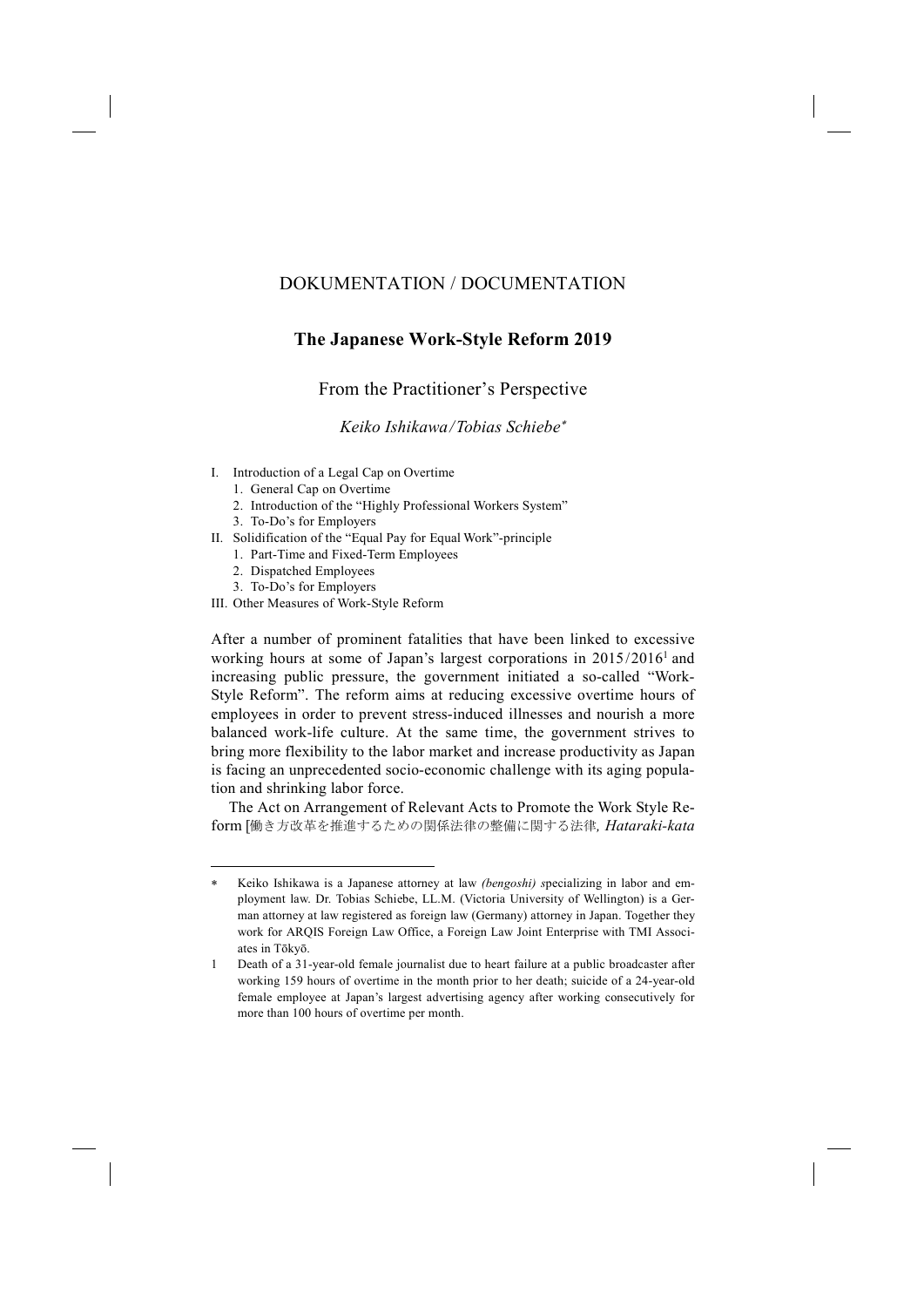# DOKUMENTATION / DOCUMENTATION

## The Japanese Work-Style Reform 2019

### From the Practitioner's Perspective

*Keiko Ishikawa/Tobias Schiebe*[∗]

- I. Introduction of a Legal Cap on Overtime
  1. General Cap on Overtime
  2. Introduction of the "Highly Professional Workers System"
  3. To-Do's for Employers
- II. Solidification of the "Equal Pay for Equal Work"-principle
  1. Part-Time and Fixed-Term Employees
  2. Dispatched Employees
  3. To-Do's for Employers
- III. Other Measures of Work-Style Reform

After a number of prominent fatalities that have been linked to excessive working hours at some of Japan's largest corporations in 2015/2016[1] and increasing public pressure, the government initiated a so-called "Work-Style Reform". The reform aims at reducing excessive overtime hours of employees in order to prevent stress-induced illnesses and nourish a more balanced work-life culture. At the same time, the government strives to bring more flexibility to the labor market and increase productivity as Japan is facing an unprecedented socio-economic challenge with its aging population and shrinking labor force.

The Act on Arrangement of Relevant Acts to Promote the Work Style Reform [働き方改革を推進するための関係法律の整備に関する法律, *Hataraki-kata*

---

∗ Keiko Ishikawa is a Japanese attorney at law *(bengoshi) s*pecializing in labor and employment law. Dr. Tobias Schiebe, LL.M. (Victoria University of Wellington) is a German attorney at law registered as foreign law (Germany) attorney in Japan. Together they work for ARQIS Foreign Law Office, a Foreign Law Joint Enterprise with TMI Associates in Tōkyō.

1 Death of a 31-year-old female journalist due to heart failure at a public broadcaster after working 159 hours of overtime in the month prior to her death; suicide of a 24-year-old female employee at Japan's largest advertising agency after working consecutively for more than 100 hours of overtime per month.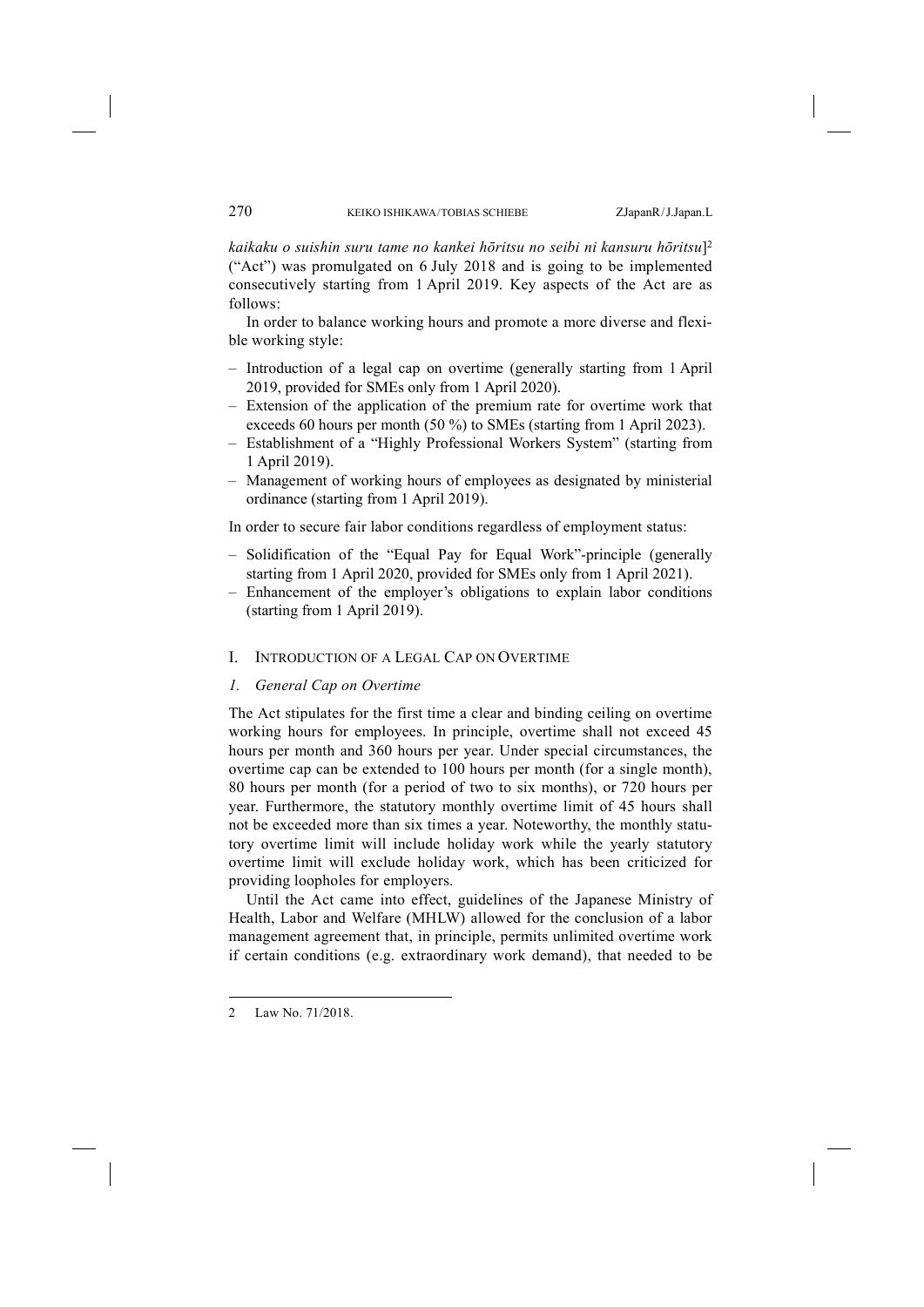*kaikaku o suishin suru tame no kankei hōritsu no seibi ni kansuru hōritsu*][2] ("Act") was promulgated on 6 July 2018 and is going to be implemented consecutively starting from 1 April 2019. Key aspects of the Act are as follows:

In order to balance working hours and promote a more diverse and flexible working style:

- Introduction of a legal cap on overtime (generally starting from 1 April 2019, provided for SMEs only from 1 April 2020).
- Extension of the application of the premium rate for overtime work that exceeds 60 hours per month (50 %) to SMEs (starting from 1 April 2023).
- Establishment of a "Highly Professional Workers System" (starting from 1 April 2019).
- Management of working hours of employees as designated by ministerial ordinance (starting from 1 April 2019).

In order to secure fair labor conditions regardless of employment status:

- Solidification of the "Equal Pay for Equal Work"-principle (generally starting from 1 April 2020, provided for SMEs only from 1 April 2021).
- Enhancement of the employer's obligations to explain labor conditions (starting from 1 April 2019).

## I. Introduction of a Legal Cap on Overtime

### *1. General Cap on Overtime*

The Act stipulates for the first time a clear and binding ceiling on overtime working hours for employees. In principle, overtime shall not exceed 45 hours per month and 360 hours per year. Under special circumstances, the overtime cap can be extended to 100 hours per month (for a single month), 80 hours per month (for a period of two to six months), or 720 hours per year. Furthermore, the statutory monthly overtime limit of 45 hours shall not be exceeded more than six times a year. Noteworthy, the monthly statutory overtime limit will include holiday work while the yearly statutory overtime limit will exclude holiday work, which has been criticized for providing loopholes for employers.

Until the Act came into effect, guidelines of the Japanese Ministry of Health, Labor and Welfare (MHLW) allowed for the conclusion of a labor management agreement that, in principle, permits unlimited overtime work if certain conditions (e.g. extraordinary work demand), that needed to be

---

2 Law No. 71/2018.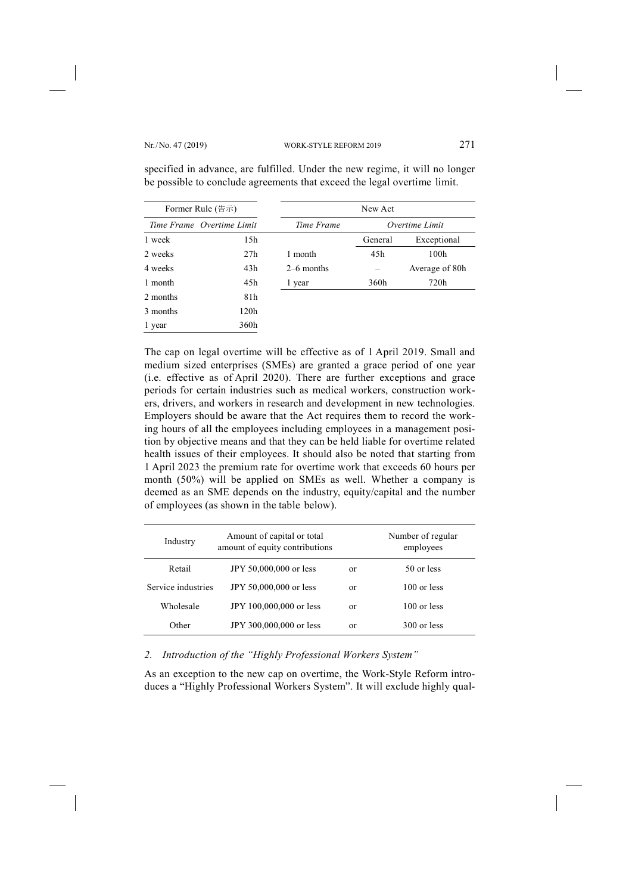specified in advance, are fulfilled. Under the new regime, it will no longer be possible to conclude agreements that exceed the legal overtime limit.

| Former Rule (告示) | |
|---|---|
| *Time Frame* | *Overtime Limit* |
| 1 week | 15h |
| 2 weeks | 27h |
| 4 weeks | 43h |
| 1 month | 45h |
| 2 months | 81h |
| 3 months | 120h |
| 1 year | 360h |

| New Act | | |
|---|---|---|
| *Time Frame* | *Overtime Limit* | |
| | General | Exceptional |
| 1 month | 45h | 100h |
| 2–6 months | – | Average of 80h |
| 1 year | 360h | 720h |

The cap on legal overtime will be effective as of 1 April 2019. Small and medium sized enterprises (SMEs) are granted a grace period of one year (i.e. effective as of April 2020). There are further exceptions and grace periods for certain industries such as medical workers, construction workers, drivers, and workers in research and development in new technologies. Employers should be aware that the Act requires them to record the working hours of all the employees including employees in a management position by objective means and that they can be held liable for overtime related health issues of their employees. It should also be noted that starting from 1 April 2023 the premium rate for overtime work that exceeds 60 hours per month (50%) will be applied on SMEs as well. Whether a company is deemed as an SME depends on the industry, equity/capital and the number of employees (as shown in the table below).

| Industry | Amount of capital or total amount of equity contributions | | Number of regular employees |
|---|---|---|---|
| Retail | JPY 50,000,000 or less | or | 50 or less |
| Service industries | JPY 50,000,000 or less | or | 100 or less |
| Wholesale | JPY 100,000,000 or less | or | 100 or less |
| Other | JPY 300,000,000 or less | or | 300 or less |

### *2. Introduction of the "Highly Professional Workers System"*

As an exception to the new cap on overtime, the Work-Style Reform introduces a "Highly Professional Workers System". It will exclude highly qual-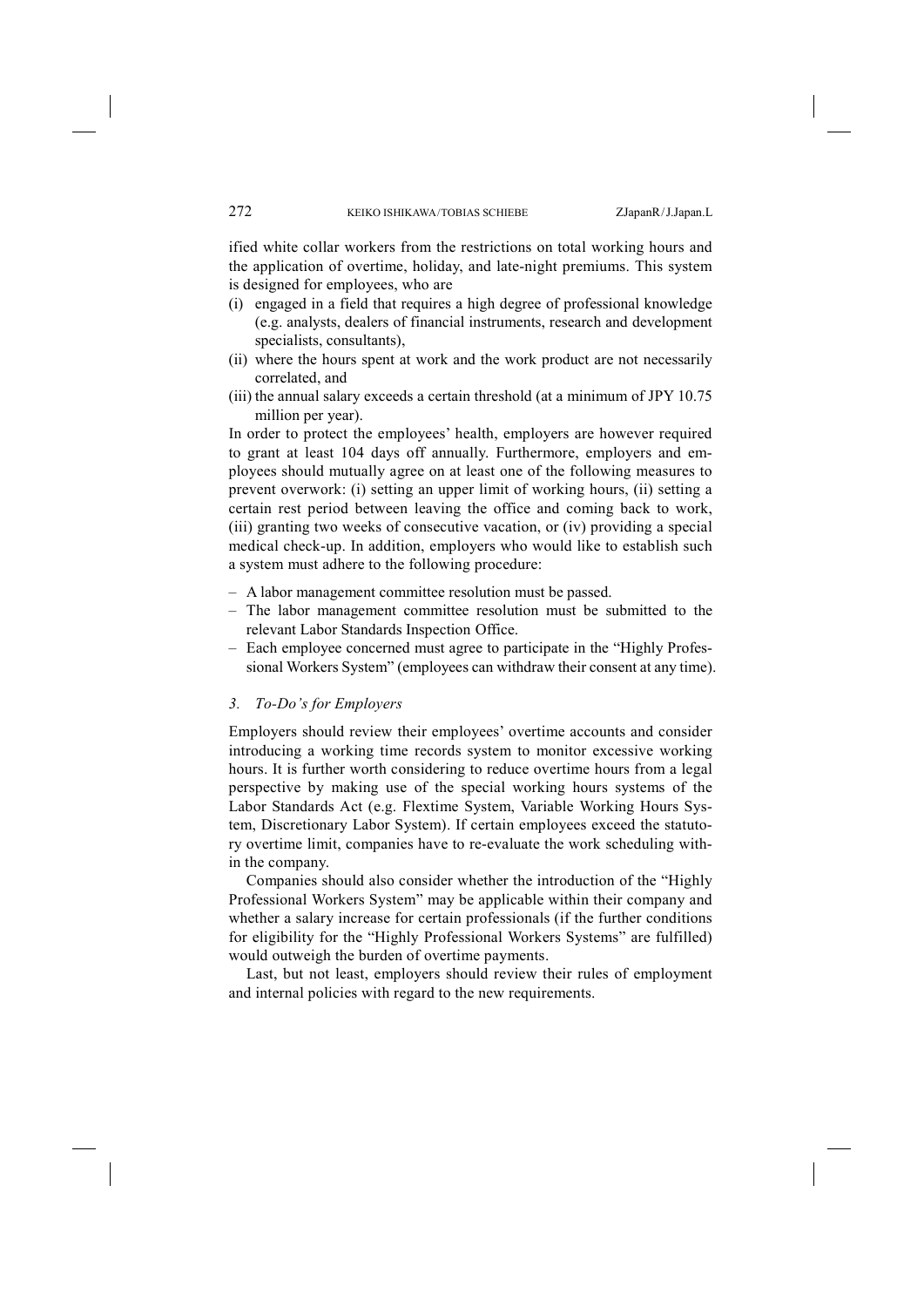ified white collar workers from the restrictions on total working hours and the application of overtime, holiday, and late-night premiums. This system is designed for employees, who are

(i) engaged in a field that requires a high degree of professional knowledge (e.g. analysts, dealers of financial instruments, research and development specialists, consultants),
(ii) where the hours spent at work and the work product are not necessarily correlated, and
(iii) the annual salary exceeds a certain threshold (at a minimum of JPY 10.75 million per year).

In order to protect the employees' health, employers are however required to grant at least 104 days off annually. Furthermore, employers and employees should mutually agree on at least one of the following measures to prevent overwork: (i) setting an upper limit of working hours, (ii) setting a certain rest period between leaving the office and coming back to work, (iii) granting two weeks of consecutive vacation, or (iv) providing a special medical check-up. In addition, employers who would like to establish such a system must adhere to the following procedure:

– A labor management committee resolution must be passed.
– The labor management committee resolution must be submitted to the relevant Labor Standards Inspection Office.
– Each employee concerned must agree to participate in the "Highly Professional Workers System" (employees can withdraw their consent at any time).

### *3. To-Do's for Employers*

Employers should review their employees' overtime accounts and consider introducing a working time records system to monitor excessive working hours. It is further worth considering to reduce overtime hours from a legal perspective by making use of the special working hours systems of the Labor Standards Act (e.g. Flextime System, Variable Working Hours System, Discretionary Labor System). If certain employees exceed the statutory overtime limit, companies have to re-evaluate the work scheduling within the company.

Companies should also consider whether the introduction of the "Highly Professional Workers System" may be applicable within their company and whether a salary increase for certain professionals (if the further conditions for eligibility for the "Highly Professional Workers Systems" are fulfilled) would outweigh the burden of overtime payments.

Last, but not least, employers should review their rules of employment and internal policies with regard to the new requirements.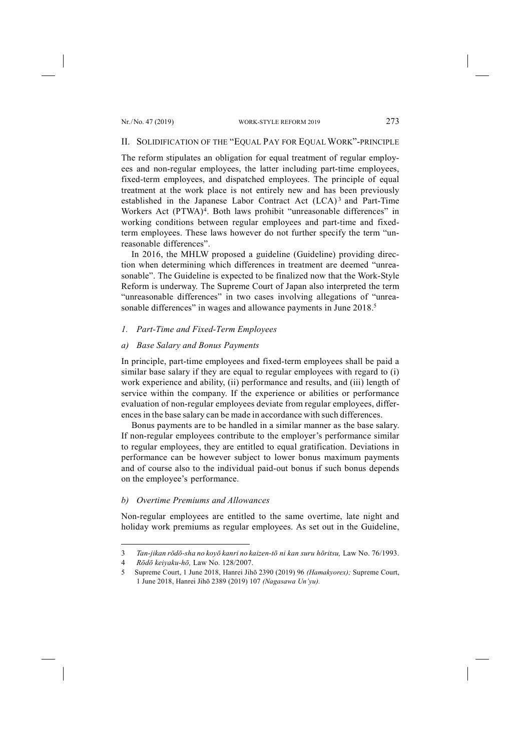## II. Solidification of the "Equal Pay for Equal Work"-Principle

The reform stipulates an obligation for equal treatment of regular employees and non-regular employees, the latter including part-time employees, fixed-term employees, and dispatched employees. The principle of equal treatment at the work place is not entirely new and has been previously established in the Japanese Labor Contract Act (LCA)[3] and Part-Time Workers Act (PTWA)[4]. Both laws prohibit "unreasonable differences" in working conditions between regular employees and part-time and fixed-term employees. These laws however do not further specify the term "unreasonable differences".

In 2016, the MHLW proposed a guideline (Guideline) providing direction when determining which differences in treatment are deemed "unreasonable". The Guideline is expected to be finalized now that the Work-Style Reform is underway. The Supreme Court of Japan also interpreted the term "unreasonable differences" in two cases involving allegations of "unreasonable differences" in wages and allowance payments in June 2018.[5]

### *1. Part-Time and Fixed-Term Employees*

#### *a) Base Salary and Bonus Payments*

In principle, part-time employees and fixed-term employees shall be paid a similar base salary if they are equal to regular employees with regard to (i) work experience and ability, (ii) performance and results, and (iii) length of service within the company. If the experience or abilities or performance evaluation of non-regular employees deviate from regular employees, differences in the base salary can be made in accordance with such differences.

Bonus payments are to be handled in a similar manner as the base salary. If non-regular employees contribute to the employer's performance similar to regular employees, they are entitled to equal gratification. Deviations in performance can be however subject to lower bonus maximum payments and of course also to the individual paid-out bonus if such bonus depends on the employee's performance.

#### *b) Overtime Premiums and Allowances*

Non-regular employees are entitled to the same overtime, late night and holiday work premiums as regular employees. As set out in the Guideline,

---

3 *Tan-jikan rōdō-sha no koyō kanri no kaizen-tō ni kan suru hōritsu,* Law No. 76/1993.

4 *Rōdō keiyaku-hō,* Law No. 128/2007.

5 Supreme Court, 1 June 2018, Hanrei Jihō 2390 (2019) 96 *(Hamakyorex);* Supreme Court, 1 June 2018, Hanrei Jihō 2389 (2019) 107 *(Nagasawa Un'yu).*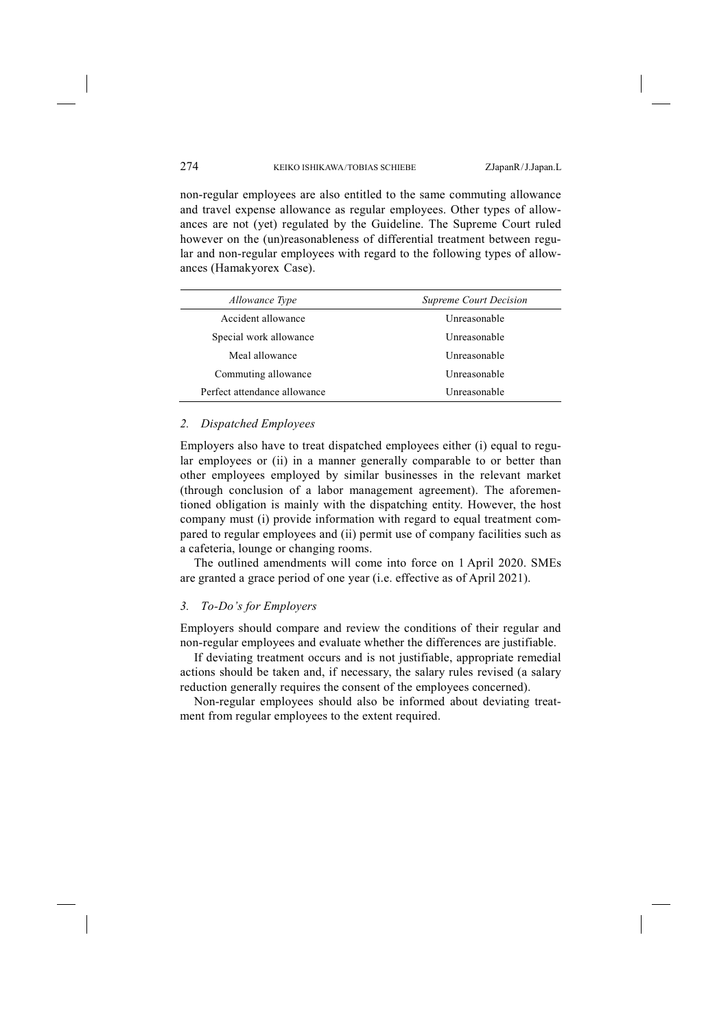non-regular employees are also entitled to the same commuting allowance and travel expense allowance as regular employees. Other types of allowances are not (yet) regulated by the Guideline. The Supreme Court ruled however on the (un)reasonableness of differential treatment between regular and non-regular employees with regard to the following types of allowances (Hamakyorex Case).

| *Allowance Type* | *Supreme Court Decision* |
|---|---|
| Accident allowance | Unreasonable |
| Special work allowance | Unreasonable |
| Meal allowance | Unreasonable |
| Commuting allowance | Unreasonable |
| Perfect attendance allowance | Unreasonable |

### *2. Dispatched Employees*

Employers also have to treat dispatched employees either (i) equal to regular employees or (ii) in a manner generally comparable to or better than other employees employed by similar businesses in the relevant market (through conclusion of a labor management agreement). The aforementioned obligation is mainly with the dispatching entity. However, the host company must (i) provide information with regard to equal treatment compared to regular employees and (ii) permit use of company facilities such as a cafeteria, lounge or changing rooms.

The outlined amendments will come into force on 1 April 2020. SMEs are granted a grace period of one year (i.e. effective as of April 2021).

### *3. To-Do's for Employers*

Employers should compare and review the conditions of their regular and non-regular employees and evaluate whether the differences are justifiable.

If deviating treatment occurs and is not justifiable, appropriate remedial actions should be taken and, if necessary, the salary rules revised (a salary reduction generally requires the consent of the employees concerned).

Non-regular employees should also be informed about deviating treatment from regular employees to the extent required.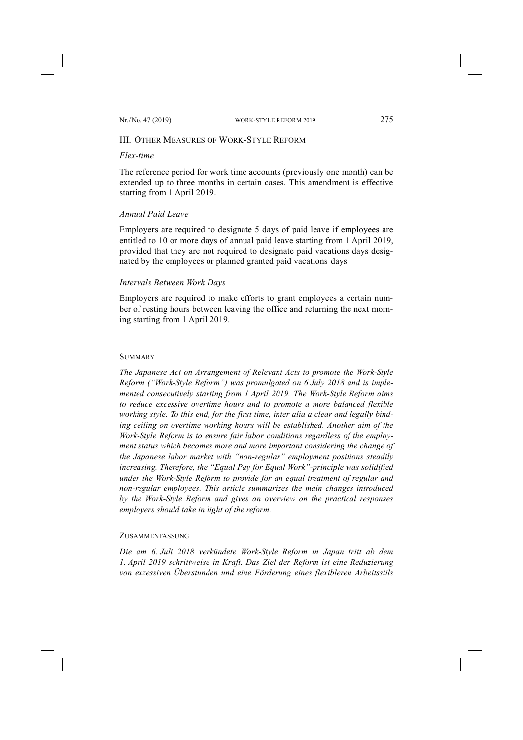## III. Other Measures of Work-Style Reform

*Flex-time*

The reference period for work time accounts (previously one month) can be extended up to three months in certain cases. This amendment is effective starting from 1 April 2019.

*Annual Paid Leave*

Employers are required to designate 5 days of paid leave if employees are entitled to 10 or more days of annual paid leave starting from 1 April 2019, provided that they are not required to designate paid vacations days designated by the employees or planned granted paid vacations days

*Intervals Between Work Days*

Employers are required to make efforts to grant employees a certain number of resting hours between leaving the office and returning the next morning starting from 1 April 2019.

### Summary

*The Japanese Act on Arrangement of Relevant Acts to promote the Work-Style Reform ("Work-Style Reform") was promulgated on 6 July 2018 and is implemented consecutively starting from 1 April 2019. The Work-Style Reform aims to reduce excessive overtime hours and to promote a more balanced flexible working style. To this end, for the first time, inter alia a clear and legally binding ceiling on overtime working hours will be established. Another aim of the Work-Style Reform is to ensure fair labor conditions regardless of the employment status which becomes more and more important considering the change of the Japanese labor market with "non-regular" employment positions steadily increasing. Therefore, the "Equal Pay for Equal Work"-principle was solidified under the Work-Style Reform to provide for an equal treatment of regular and non-regular employees. This article summarizes the main changes introduced by the Work-Style Reform and gives an overview on the practical responses employers should take in light of the reform.*

### Zusammenfassung

*Die am 6. Juli 2018 verkündete Work-Style Reform in Japan tritt ab dem 1. April 2019 schrittweise in Kraft. Das Ziel der Reform ist eine Reduzierung von exzessiven Überstunden und eine Förderung eines flexibleren Arbeitsstils*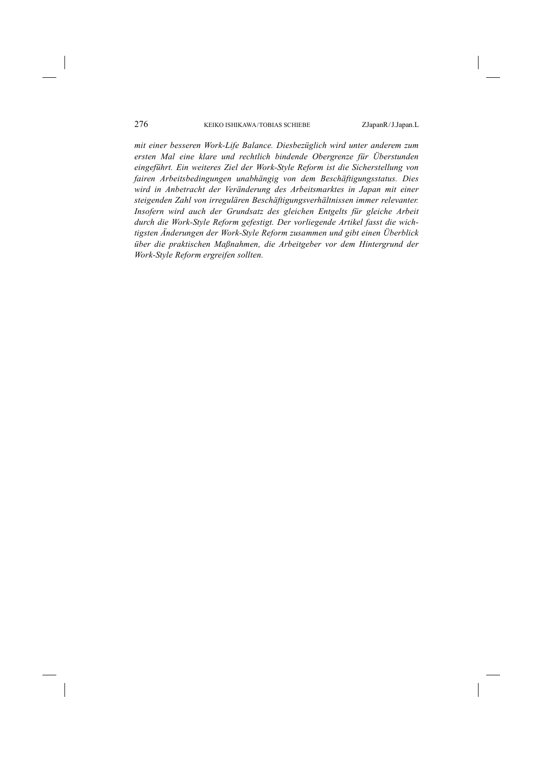*mit einer besseren Work-Life Balance. Diesbezüglich wird unter anderem zum ersten Mal eine klare und rechtlich bindende Obergrenze für Überstunden eingeführt. Ein weiteres Ziel der Work-Style Reform ist die Sicherstellung von fairen Arbeitsbedingungen unabhängig von dem Beschäftigungsstatus. Dies wird in Anbetracht der Veränderung des Arbeitsmarktes in Japan mit einer steigenden Zahl von irregulären Beschäftigungsverhältnissen immer relevanter. Insofern wird auch der Grundsatz des gleichen Entgelts für gleiche Arbeit durch die Work-Style Reform gefestigt. Der vorliegende Artikel fasst die wichtigsten Änderungen der Work-Style Reform zusammen und gibt einen Überblick über die praktischen Maßnahmen, die Arbeitgeber vor dem Hintergrund der Work-Style Reform ergreifen sollten.*